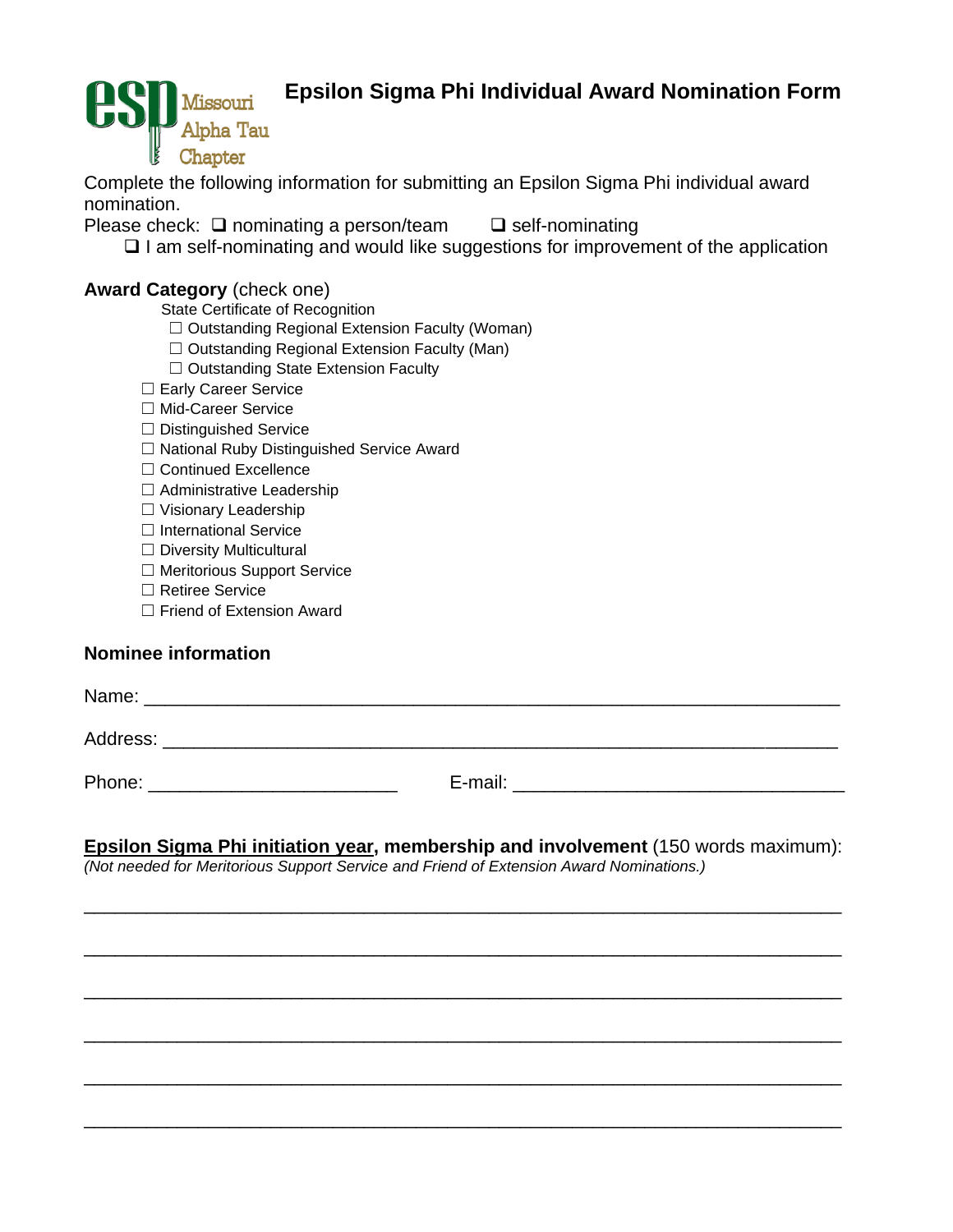esp Missouri Alpha Tau Chapter

# Epsilon Sigma Phi Individual Award Nomination Form

Complete the following information for submitting an Epsilon Sigma Phi individual award nomination.

Please check: ❑ nominating a person/team ❑ self-nominating

❑ I am self-nominating and would like suggestions for improvement of the application

**Award Category** (check one)

State Certificate of Recognition

- ☐ Outstanding Regional Extension Faculty (Woman)
- ☐ Outstanding Regional Extension Faculty (Man)
- ☐ Outstanding State Extension Faculty

- ☐ Early Career Service
- ☐ Mid-Career Service
- ☐ Distinguished Service
- ☐ National Ruby Distinguished Service Award
- ☐ Continued Excellence
- ☐ Administrative Leadership
- ☐ Visionary Leadership
- ☐ International Service
- ☐ Diversity Multicultural
- ☐ Meritorious Support Service
- ☐ Retiree Service
- ☐ Friend of Extension Award

**Nominee information**

Name: ___________________________________________________________________

Address: _________________________________________________________________

Phone: _______________________ E-mail: ______________________________

**Epsilon Sigma Phi initiation year, membership and involvement** (150 words maximum):
*(Not needed for Meritorious Support Service and Friend of Extension Award Nominations.)*

___________________________________________________________________________

___________________________________________________________________________

___________________________________________________________________________

___________________________________________________________________________

___________________________________________________________________________

___________________________________________________________________________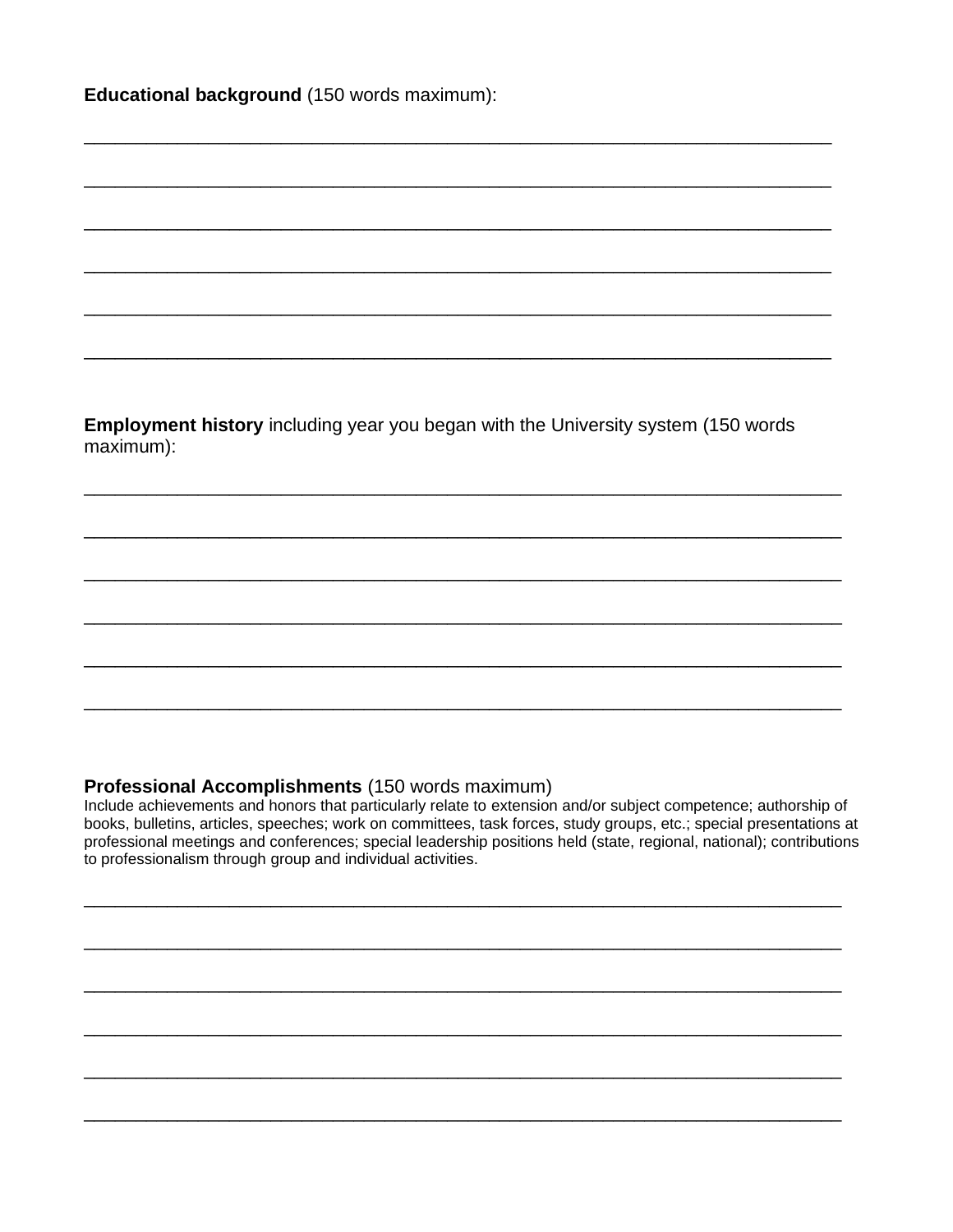**Educational background** (150 words maximum):

\_\_\_\_\_\_\_\_\_\_\_\_\_\_\_\_\_\_\_\_\_\_\_\_\_\_\_\_\_\_\_\_\_\_\_\_\_\_\_\_\_\_\_\_\_\_\_\_\_\_\_\_\_\_\_\_\_\_\_\_\_\_\_\_\_\_\_\_\_\_\_\_

\_\_\_\_\_\_\_\_\_\_\_\_\_\_\_\_\_\_\_\_\_\_\_\_\_\_\_\_\_\_\_\_\_\_\_\_\_\_\_\_\_\_\_\_\_\_\_\_\_\_\_\_\_\_\_\_\_\_\_\_\_\_\_\_\_\_\_\_\_\_\_\_

\_\_\_\_\_\_\_\_\_\_\_\_\_\_\_\_\_\_\_\_\_\_\_\_\_\_\_\_\_\_\_\_\_\_\_\_\_\_\_\_\_\_\_\_\_\_\_\_\_\_\_\_\_\_\_\_\_\_\_\_\_\_\_\_\_\_\_\_\_\_\_\_

\_\_\_\_\_\_\_\_\_\_\_\_\_\_\_\_\_\_\_\_\_\_\_\_\_\_\_\_\_\_\_\_\_\_\_\_\_\_\_\_\_\_\_\_\_\_\_\_\_\_\_\_\_\_\_\_\_\_\_\_\_\_\_\_\_\_\_\_\_\_\_\_

\_\_\_\_\_\_\_\_\_\_\_\_\_\_\_\_\_\_\_\_\_\_\_\_\_\_\_\_\_\_\_\_\_\_\_\_\_\_\_\_\_\_\_\_\_\_\_\_\_\_\_\_\_\_\_\_\_\_\_\_\_\_\_\_\_\_\_\_\_\_\_\_

\_\_\_\_\_\_\_\_\_\_\_\_\_\_\_\_\_\_\_\_\_\_\_\_\_\_\_\_\_\_\_\_\_\_\_\_\_\_\_\_\_\_\_\_\_\_\_\_\_\_\_\_\_\_\_\_\_\_\_\_\_\_\_\_\_\_\_\_\_\_\_\_

**Employment history** including year you began with the University system (150 words maximum):

\_\_\_\_\_\_\_\_\_\_\_\_\_\_\_\_\_\_\_\_\_\_\_\_\_\_\_\_\_\_\_\_\_\_\_\_\_\_\_\_\_\_\_\_\_\_\_\_\_\_\_\_\_\_\_\_\_\_\_\_\_\_\_\_\_\_\_\_\_\_\_\_

\_\_\_\_\_\_\_\_\_\_\_\_\_\_\_\_\_\_\_\_\_\_\_\_\_\_\_\_\_\_\_\_\_\_\_\_\_\_\_\_\_\_\_\_\_\_\_\_\_\_\_\_\_\_\_\_\_\_\_\_\_\_\_\_\_\_\_\_\_\_\_\_

\_\_\_\_\_\_\_\_\_\_\_\_\_\_\_\_\_\_\_\_\_\_\_\_\_\_\_\_\_\_\_\_\_\_\_\_\_\_\_\_\_\_\_\_\_\_\_\_\_\_\_\_\_\_\_\_\_\_\_\_\_\_\_\_\_\_\_\_\_\_\_\_

\_\_\_\_\_\_\_\_\_\_\_\_\_\_\_\_\_\_\_\_\_\_\_\_\_\_\_\_\_\_\_\_\_\_\_\_\_\_\_\_\_\_\_\_\_\_\_\_\_\_\_\_\_\_\_\_\_\_\_\_\_\_\_\_\_\_\_\_\_\_\_\_

\_\_\_\_\_\_\_\_\_\_\_\_\_\_\_\_\_\_\_\_\_\_\_\_\_\_\_\_\_\_\_\_\_\_\_\_\_\_\_\_\_\_\_\_\_\_\_\_\_\_\_\_\_\_\_\_\_\_\_\_\_\_\_\_\_\_\_\_\_\_\_\_

\_\_\_\_\_\_\_\_\_\_\_\_\_\_\_\_\_\_\_\_\_\_\_\_\_\_\_\_\_\_\_\_\_\_\_\_\_\_\_\_\_\_\_\_\_\_\_\_\_\_\_\_\_\_\_\_\_\_\_\_\_\_\_\_\_\_\_\_\_\_\_\_

**Professional Accomplishments** (150 words maximum)

Include achievements and honors that particularly relate to extension and/or subject competence; authorship of books, bulletins, articles, speeches; work on committees, task forces, study groups, etc.; special presentations at professional meetings and conferences; special leadership positions held (state, regional, national); contributions to professionalism through group and individual activities.

\_\_\_\_\_\_\_\_\_\_\_\_\_\_\_\_\_\_\_\_\_\_\_\_\_\_\_\_\_\_\_\_\_\_\_\_\_\_\_\_\_\_\_\_\_\_\_\_\_\_\_\_\_\_\_\_\_\_\_\_\_\_\_\_\_\_\_\_\_\_\_\_

\_\_\_\_\_\_\_\_\_\_\_\_\_\_\_\_\_\_\_\_\_\_\_\_\_\_\_\_\_\_\_\_\_\_\_\_\_\_\_\_\_\_\_\_\_\_\_\_\_\_\_\_\_\_\_\_\_\_\_\_\_\_\_\_\_\_\_\_\_\_\_\_

\_\_\_\_\_\_\_\_\_\_\_\_\_\_\_\_\_\_\_\_\_\_\_\_\_\_\_\_\_\_\_\_\_\_\_\_\_\_\_\_\_\_\_\_\_\_\_\_\_\_\_\_\_\_\_\_\_\_\_\_\_\_\_\_\_\_\_\_\_\_\_\_

\_\_\_\_\_\_\_\_\_\_\_\_\_\_\_\_\_\_\_\_\_\_\_\_\_\_\_\_\_\_\_\_\_\_\_\_\_\_\_\_\_\_\_\_\_\_\_\_\_\_\_\_\_\_\_\_\_\_\_\_\_\_\_\_\_\_\_\_\_\_\_\_

\_\_\_\_\_\_\_\_\_\_\_\_\_\_\_\_\_\_\_\_\_\_\_\_\_\_\_\_\_\_\_\_\_\_\_\_\_\_\_\_\_\_\_\_\_\_\_\_\_\_\_\_\_\_\_\_\_\_\_\_\_\_\_\_\_\_\_\_\_\_\_\_

\_\_\_\_\_\_\_\_\_\_\_\_\_\_\_\_\_\_\_\_\_\_\_\_\_\_\_\_\_\_\_\_\_\_\_\_\_\_\_\_\_\_\_\_\_\_\_\_\_\_\_\_\_\_\_\_\_\_\_\_\_\_\_\_\_\_\_\_\_\_\_\_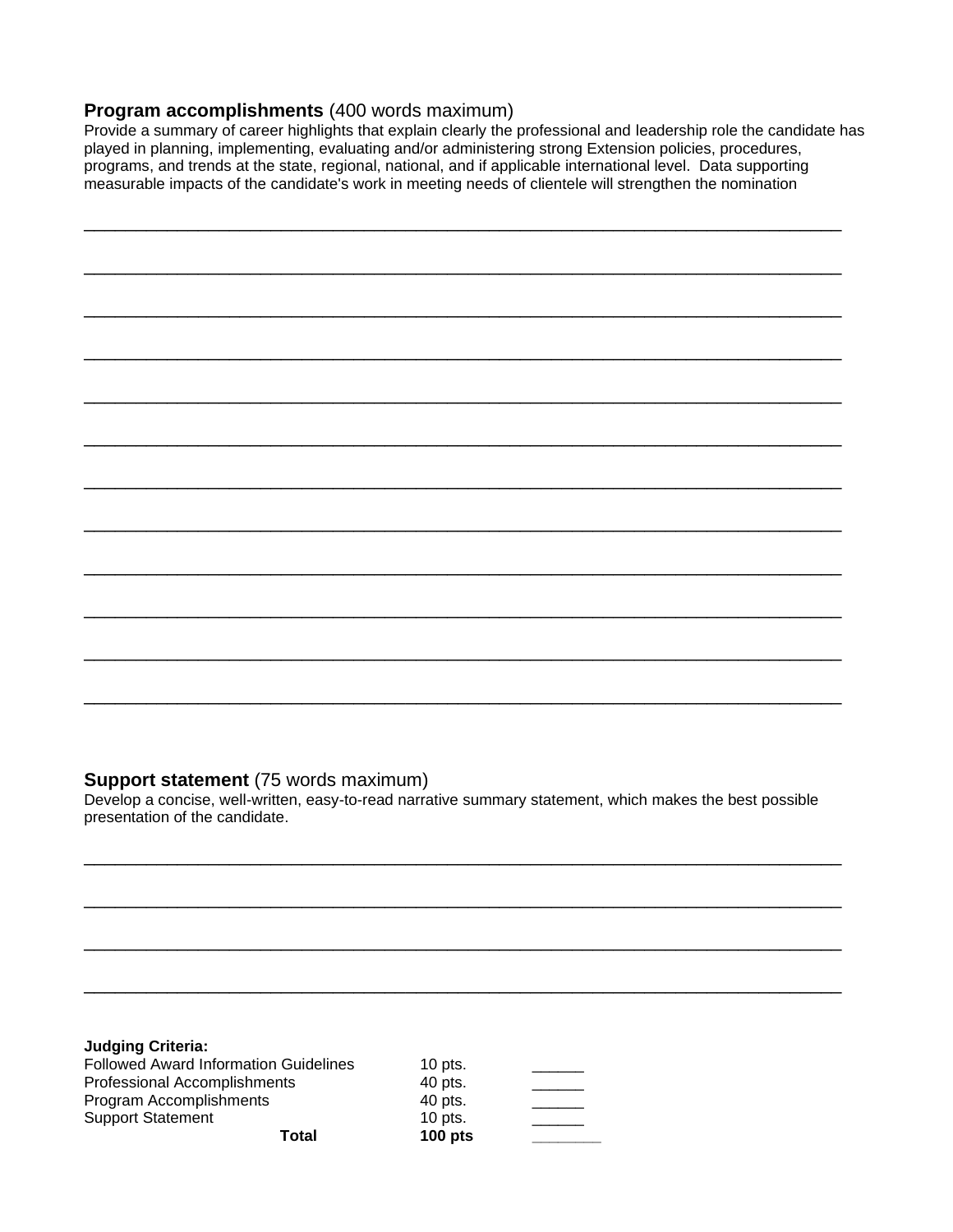**Program accomplishments** (400 words maximum)
Provide a summary of career highlights that explain clearly the professional and leadership role the candidate has played in planning, implementing, evaluating and/or administering strong Extension policies, procedures, programs, and trends at the state, regional, national, and if applicable international level. Data supporting measurable impacts of the candidate's work in meeting needs of clientele will strengthen the nomination

______________________________________________________________________________

______________________________________________________________________________

______________________________________________________________________________

______________________________________________________________________________

______________________________________________________________________________

______________________________________________________________________________

______________________________________________________________________________

______________________________________________________________________________

______________________________________________________________________________

______________________________________________________________________________

______________________________________________________________________________

______________________________________________________________________________

**Support statement** (75 words maximum)
Develop a concise, well-written, easy-to-read narrative summary statement, which makes the best possible presentation of the candidate.

______________________________________________________________________________

______________________________________________________________________________

______________________________________________________________________________

______________________________________________________________________________

**Judging Criteria:**

| | | |
|---|---|---|
| Followed Award Information Guidelines | 10 pts. | ______ |
| Professional Accomplishments | 40 pts. | ______ |
| Program Accomplishments | 40 pts. | ______ |
| Support Statement | 10 pts. | ______ |
| **Total** | **100 pts** | ________ |